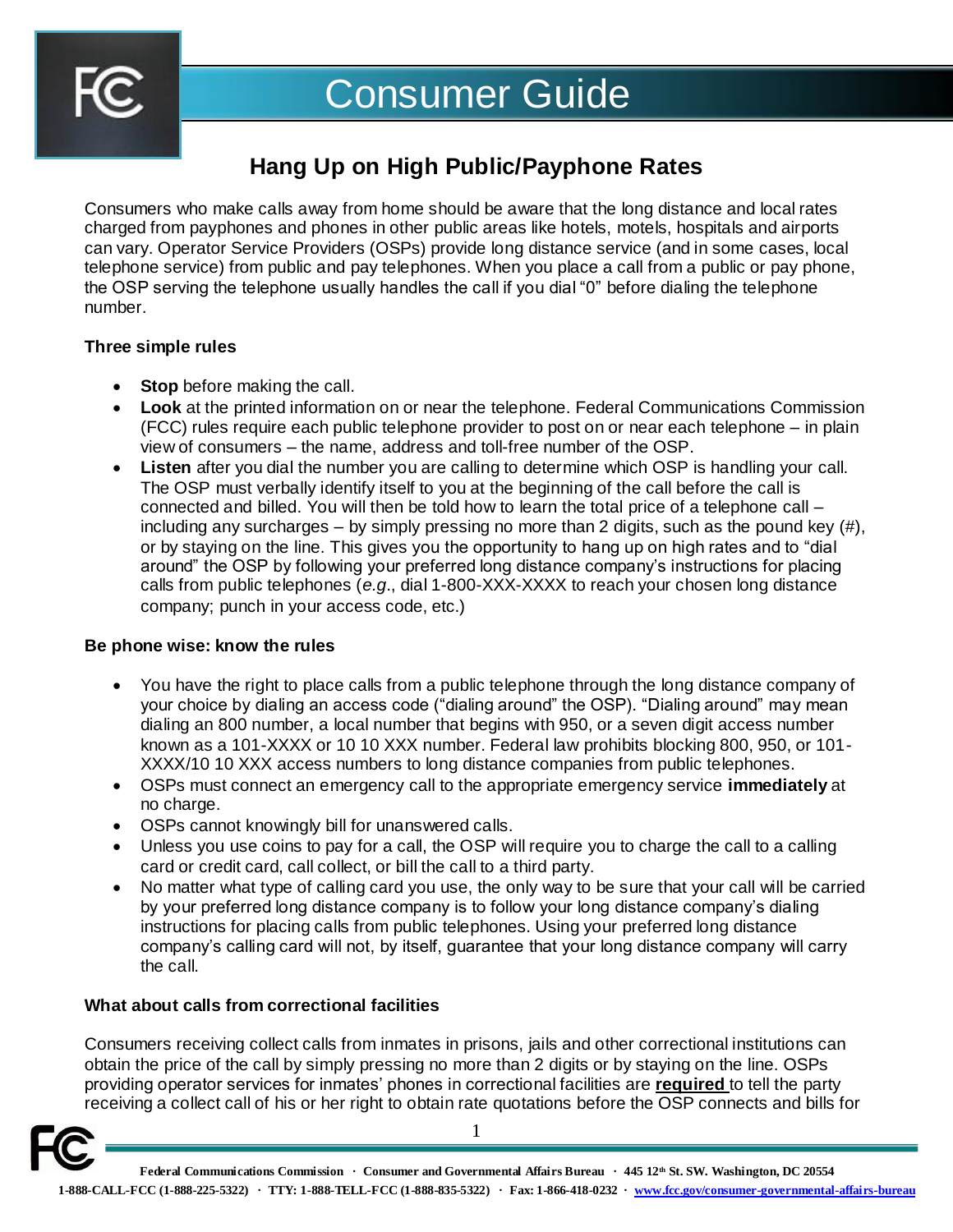# Consumer Guide

## Hang Up on High Public/Payphone Rates

Consumers who make calls away from home should be aware that the long distance and local rates charged from payphones and phones in other public areas like hotels, motels, hospitals and airports can vary. Operator Service Providers (OSPs) provide long distance service (and in some cases, local telephone service) from public and pay telephones. When you place a call from a public or pay phone, the OSP serving the telephone usually handles the call if you dial "0" before dialing the telephone number.

### Three simple rules

- **Stop** before making the call.
- **Look** at the printed information on or near the telephone. Federal Communications Commission (FCC) rules require each public telephone provider to post on or near each telephone – in plain view of consumers – the name, address and toll-free number of the OSP.
- **Listen** after you dial the number you are calling to determine which OSP is handling your call. The OSP must verbally identify itself to you at the beginning of the call before the call is connected and billed. You will then be told how to learn the total price of a telephone call – including any surcharges – by simply pressing no more than 2 digits, such as the pound key (#), or by staying on the line. This gives you the opportunity to hang up on high rates and to "dial around" the OSP by following your preferred long distance company's instructions for placing calls from public telephones (*e.g*., dial 1-800-XXX-XXXX to reach your chosen long distance company; punch in your access code, etc.)

### Be phone wise: know the rules

- You have the right to place calls from a public telephone through the long distance company of your choice by dialing an access code ("dialing around" the OSP). "Dialing around" may mean dialing an 800 number, a local number that begins with 950, or a seven digit access number known as a 101-XXXX or 10 10 XXX number. Federal law prohibits blocking 800, 950, or 101-XXXX/10 10 XXX access numbers to long distance companies from public telephones.
- OSPs must connect an emergency call to the appropriate emergency service **immediately** at no charge.
- OSPs cannot knowingly bill for unanswered calls.
- Unless you use coins to pay for a call, the OSP will require you to charge the call to a calling card or credit card, call collect, or bill the call to a third party.
- No matter what type of calling card you use, the only way to be sure that your call will be carried by your preferred long distance company is to follow your long distance company's dialing instructions for placing calls from public telephones. Using your preferred long distance company's calling card will not, by itself, guarantee that your long distance company will carry the call.

### What about calls from correctional facilities

Consumers receiving collect calls from inmates in prisons, jails and other correctional institutions can obtain the price of the call by simply pressing no more than 2 digits or by staying on the line. OSPs providing operator services for inmates' phones in correctional facilities are **required** to tell the party receiving a collect call of his or her right to obtain rate quotations before the OSP connects and bills for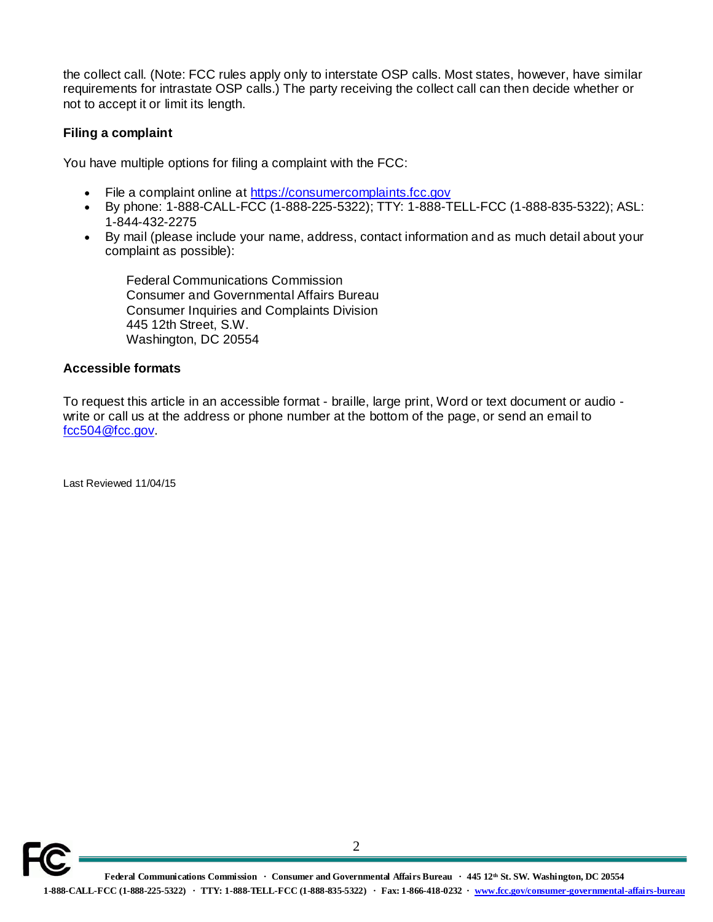the collect call. (Note: FCC rules apply only to interstate OSP calls. Most states, however, have similar requirements for intrastate OSP calls.) The party receiving the collect call can then decide whether or not to accept it or limit its length.

### Filing a complaint

You have multiple options for filing a complaint with the FCC:

- File a complaint online at https://consumercomplaints.fcc.gov
- By phone: 1-888-CALL-FCC (1-888-225-5322); TTY: 1-888-TELL-FCC (1-888-835-5322); ASL: 1-844-432-2275
- By mail (please include your name, address, contact information and as much detail about your complaint as possible):

  Federal Communications Commission
  Consumer and Governmental Affairs Bureau
  Consumer Inquiries and Complaints Division
  445 12th Street, S.W.
  Washington, DC 20554

### Accessible formats

To request this article in an accessible format - braille, large print, Word or text document or audio - write or call us at the address or phone number at the bottom of the page, or send an email to fcc504@fcc.gov.

Last Reviewed 11/04/15